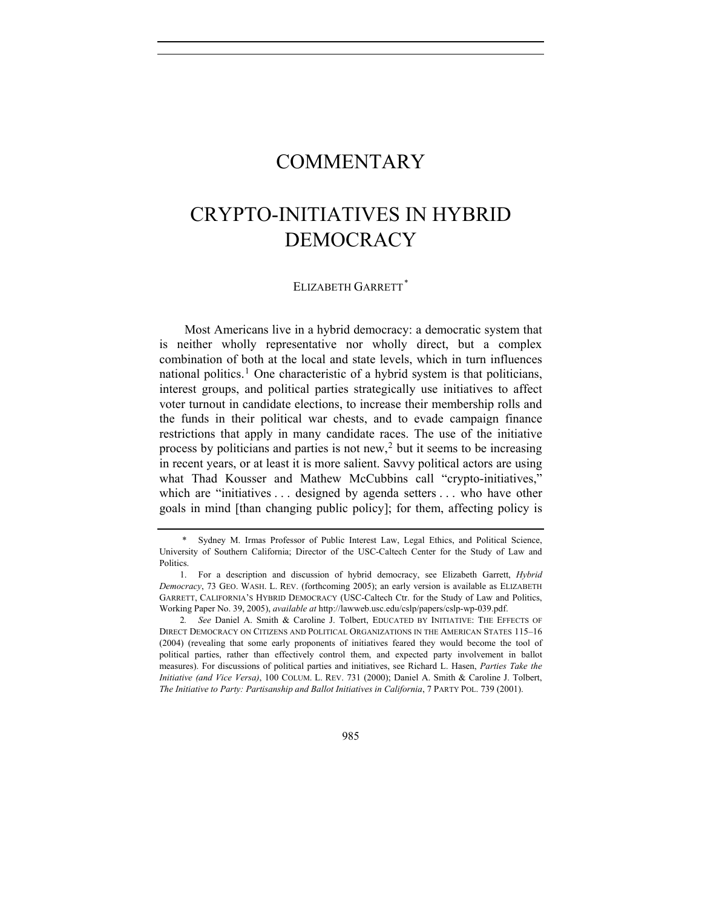# COMMENTARY

# CRYPTO-INITIATIVES IN HYBRID DEMOCRACY

ELIZABETH GARRETT[*]

Most Americans live in a hybrid democracy: a democratic system that is neither wholly representative nor wholly direct, but a complex combination of both at the local and state levels, which in turn influences national politics.[1] One characteristic of a hybrid system is that politicians, interest groups, and political parties strategically use initiatives to affect voter turnout in candidate elections, to increase their membership rolls and the funds in their political war chests, and to evade campaign finance restrictions that apply in many candidate races. The use of the initiative process by politicians and parties is not new,[2] but it seems to be increasing in recent years, or at least it is more salient. Savvy political actors are using what Thad Kousser and Mathew McCubbins call "crypto-initiatives," which are "initiatives . . . designed by agenda setters . . . who have other goals in mind [than changing public policy]; for them, affecting policy is

---

\* Sydney M. Irmas Professor of Public Interest Law, Legal Ethics, and Political Science, University of Southern California; Director of the USC-Caltech Center for the Study of Law and Politics.

1. For a description and discussion of hybrid democracy, see Elizabeth Garrett, *Hybrid Democracy*, 73 GEO. WASH. L. REV. (forthcoming 2005); an early version is available as ELIZABETH GARRETT, CALIFORNIA'S HYBRID DEMOCRACY (USC-Caltech Ctr. for the Study of Law and Politics, Working Paper No. 39, 2005), *available at* http://lawweb.usc.edu/cslp/papers/cslp-wp-039.pdf.

2. *See* Daniel A. Smith & Caroline J. Tolbert, EDUCATED BY INITIATIVE: THE EFFECTS OF DIRECT DEMOCRACY ON CITIZENS AND POLITICAL ORGANIZATIONS IN THE AMERICAN STATES 115–16 (2004) (revealing that some early proponents of initiatives feared they would become the tool of political parties, rather than effectively control them, and expected party involvement in ballot measures). For discussions of political parties and initiatives, see Richard L. Hasen, *Parties Take the Initiative (and Vice Versa)*, 100 COLUM. L. REV. 731 (2000); Daniel A. Smith & Caroline J. Tolbert, *The Initiative to Party: Partisanship and Ballot Initiatives in California*, 7 PARTY POL. 739 (2001).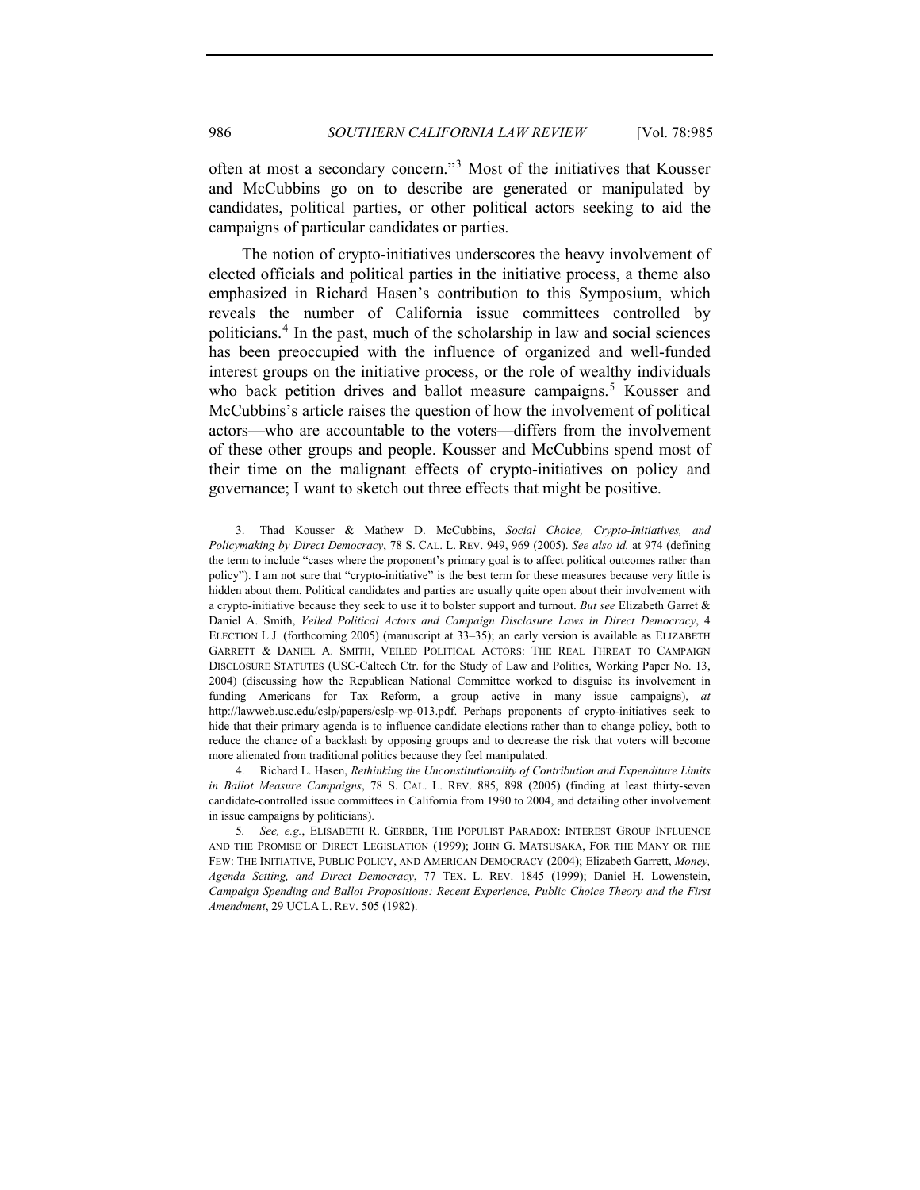often at most a secondary concern."[3] Most of the initiatives that Kousser and McCubbins go on to describe are generated or manipulated by candidates, political parties, or other political actors seeking to aid the campaigns of particular candidates or parties.

The notion of crypto-initiatives underscores the heavy involvement of elected officials and political parties in the initiative process, a theme also emphasized in Richard Hasen's contribution to this Symposium, which reveals the number of California issue committees controlled by politicians.[4] In the past, much of the scholarship in law and social sciences has been preoccupied with the influence of organized and well-funded interest groups on the initiative process, or the role of wealthy individuals who back petition drives and ballot measure campaigns.[5] Kousser and McCubbins's article raises the question of how the involvement of political actors—who are accountable to the voters—differs from the involvement of these other groups and people. Kousser and McCubbins spend most of their time on the malignant effects of crypto-initiatives on policy and governance; I want to sketch out three effects that might be positive.

---

3. Thad Kousser & Mathew D. McCubbins, *Social Choice, Crypto-Initiatives, and Policymaking by Direct Democracy*, 78 S. CAL. L. REV. 949, 969 (2005). *See also id.* at 974 (defining the term to include "cases where the proponent's primary goal is to affect political outcomes rather than policy"). I am not sure that "crypto-initiative" is the best term for these measures because very little is hidden about them. Political candidates and parties are usually quite open about their involvement with a crypto-initiative because they seek to use it to bolster support and turnout. *But see* Elizabeth Garret & Daniel A. Smith, *Veiled Political Actors and Campaign Disclosure Laws in Direct Democracy*, 4 ELECTION L.J. (forthcoming 2005) (manuscript at 33–35); an early version is available as ELIZABETH GARRETT & DANIEL A. SMITH, VEILED POLITICAL ACTORS: THE REAL THREAT TO CAMPAIGN DISCLOSURE STATUTES (USC-Caltech Ctr. for the Study of Law and Politics, Working Paper No. 13, 2004) (discussing how the Republican National Committee worked to disguise its involvement in funding Americans for Tax Reform, a group active in many issue campaigns), *at* http://lawweb.usc.edu/cslp/papers/cslp-wp-013.pdf. Perhaps proponents of crypto-initiatives seek to hide that their primary agenda is to influence candidate elections rather than to change policy, both to reduce the chance of a backlash by opposing groups and to decrease the risk that voters will become more alienated from traditional politics because they feel manipulated.

4. Richard L. Hasen, *Rethinking the Unconstitutionality of Contribution and Expenditure Limits in Ballot Measure Campaigns*, 78 S. CAL. L. REV. 885, 898 (2005) (finding at least thirty-seven candidate-controlled issue committees in California from 1990 to 2004, and detailing other involvement in issue campaigns by politicians).

5. *See, e.g.*, ELISABETH R. GERBER, THE POPULIST PARADOX: INTEREST GROUP INFLUENCE AND THE PROMISE OF DIRECT LEGISLATION (1999); JOHN G. MATSUSAKA, FOR THE MANY OR THE FEW: THE INITIATIVE, PUBLIC POLICY, AND AMERICAN DEMOCRACY (2004); Elizabeth Garrett, *Money, Agenda Setting, and Direct Democracy*, 77 TEX. L. REV. 1845 (1999); Daniel H. Lowenstein, *Campaign Spending and Ballot Propositions: Recent Experience, Public Choice Theory and the First Amendment*, 29 UCLA L. REV. 505 (1982).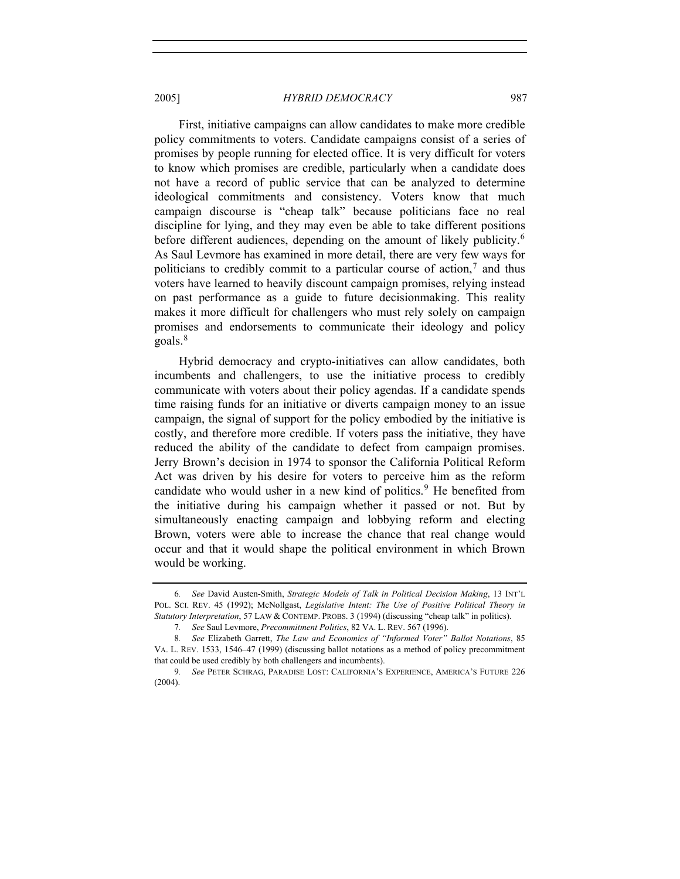First, initiative campaigns can allow candidates to make more credible policy commitments to voters. Candidate campaigns consist of a series of promises by people running for elected office. It is very difficult for voters to know which promises are credible, particularly when a candidate does not have a record of public service that can be analyzed to determine ideological commitments and consistency. Voters know that much campaign discourse is "cheap talk" because politicians face no real discipline for lying, and they may even be able to take different positions before different audiences, depending on the amount of likely publicity.[6] As Saul Levmore has examined in more detail, there are very few ways for politicians to credibly commit to a particular course of action,[7] and thus voters have learned to heavily discount campaign promises, relying instead on past performance as a guide to future decisionmaking. This reality makes it more difficult for challengers who must rely solely on campaign promises and endorsements to communicate their ideology and policy goals.[8]

Hybrid democracy and crypto-initiatives can allow candidates, both incumbents and challengers, to use the initiative process to credibly communicate with voters about their policy agendas. If a candidate spends time raising funds for an initiative or diverts campaign money to an issue campaign, the signal of support for the policy embodied by the initiative is costly, and therefore more credible. If voters pass the initiative, they have reduced the ability of the candidate to defect from campaign promises. Jerry Brown's decision in 1974 to sponsor the California Political Reform Act was driven by his desire for voters to perceive him as the reform candidate who would usher in a new kind of politics.[9] He benefited from the initiative during his campaign whether it passed or not. But by simultaneously enacting campaign and lobbying reform and electing Brown, voters were able to increase the chance that real change would occur and that it would shape the political environment in which Brown would be working.

---

6. *See* David Austen-Smith, *Strategic Models of Talk in Political Decision Making*, 13 INT'L POL. SCI. REV. 45 (1992); McNollgast, *Legislative Intent: The Use of Positive Political Theory in Statutory Interpretation*, 57 LAW & CONTEMP. PROBS. 3 (1994) (discussing "cheap talk" in politics).

7. *See* Saul Levmore, *Precommitment Politics*, 82 VA. L. REV. 567 (1996).

8. *See* Elizabeth Garrett, *The Law and Economics of "Informed Voter" Ballot Notations*, 85 VA. L. REV. 1533, 1546–47 (1999) (discussing ballot notations as a method of policy precommitment that could be used credibly by both challengers and incumbents).

9. *See* PETER SCHRAG, PARADISE LOST: CALIFORNIA'S EXPERIENCE, AMERICA'S FUTURE 226 (2004).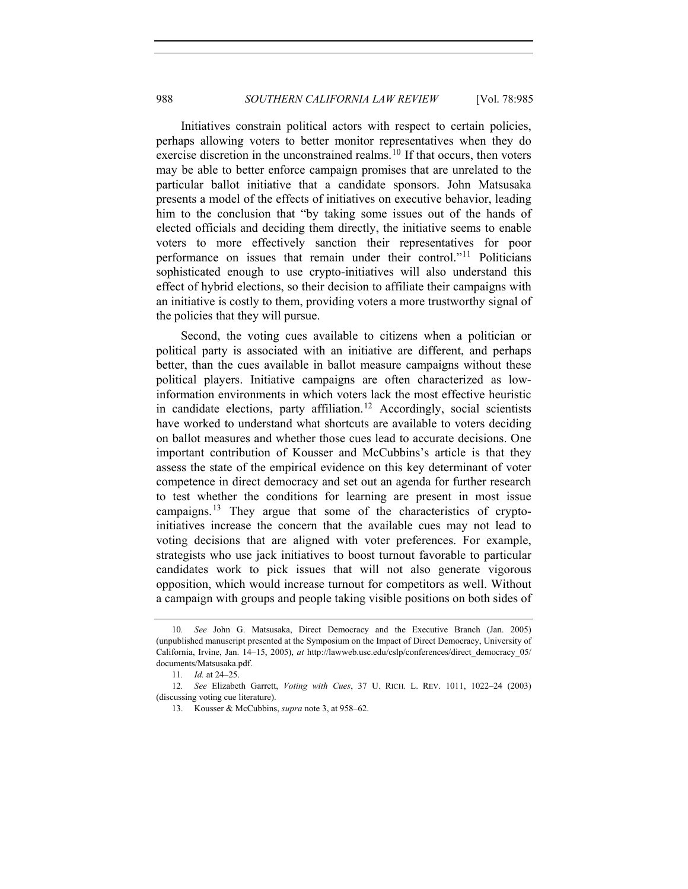Initiatives constrain political actors with respect to certain policies, perhaps allowing voters to better monitor representatives when they do exercise discretion in the unconstrained realms.[10] If that occurs, then voters may be able to better enforce campaign promises that are unrelated to the particular ballot initiative that a candidate sponsors. John Matsusaka presents a model of the effects of initiatives on executive behavior, leading him to the conclusion that "by taking some issues out of the hands of elected officials and deciding them directly, the initiative seems to enable voters to more effectively sanction their representatives for poor performance on issues that remain under their control."[11] Politicians sophisticated enough to use crypto-initiatives will also understand this effect of hybrid elections, so their decision to affiliate their campaigns with an initiative is costly to them, providing voters a more trustworthy signal of the policies that they will pursue.

Second, the voting cues available to citizens when a politician or political party is associated with an initiative are different, and perhaps better, than the cues available in ballot measure campaigns without these political players. Initiative campaigns are often characterized as low-information environments in which voters lack the most effective heuristic in candidate elections, party affiliation.[12] Accordingly, social scientists have worked to understand what shortcuts are available to voters deciding on ballot measures and whether those cues lead to accurate decisions. One important contribution of Kousser and McCubbins's article is that they assess the state of the empirical evidence on this key determinant of voter competence in direct democracy and set out an agenda for further research to test whether the conditions for learning are present in most issue campaigns.[13] They argue that some of the characteristics of crypto-initiatives increase the concern that the available cues may not lead to voting decisions that are aligned with voter preferences. For example, strategists who use jack initiatives to boost turnout favorable to particular candidates work to pick issues that will not also generate vigorous opposition, which would increase turnout for competitors as well. Without a campaign with groups and people taking visible positions on both sides of

---

10. *See* John G. Matsusaka, Direct Democracy and the Executive Branch (Jan. 2005) (unpublished manuscript presented at the Symposium on the Impact of Direct Democracy, University of California, Irvine, Jan. 14–15, 2005), *at* http://lawweb.usc.edu/cslp/conferences/direct_democracy_05/documents/Matsusaka.pdf.

11. *Id.* at 24–25.

12. *See* Elizabeth Garrett, *Voting with Cues*, 37 U. RICH. L. REV. 1011, 1022–24 (2003) (discussing voting cue literature).

13. Kousser & McCubbins, *supra* note 3, at 958–62.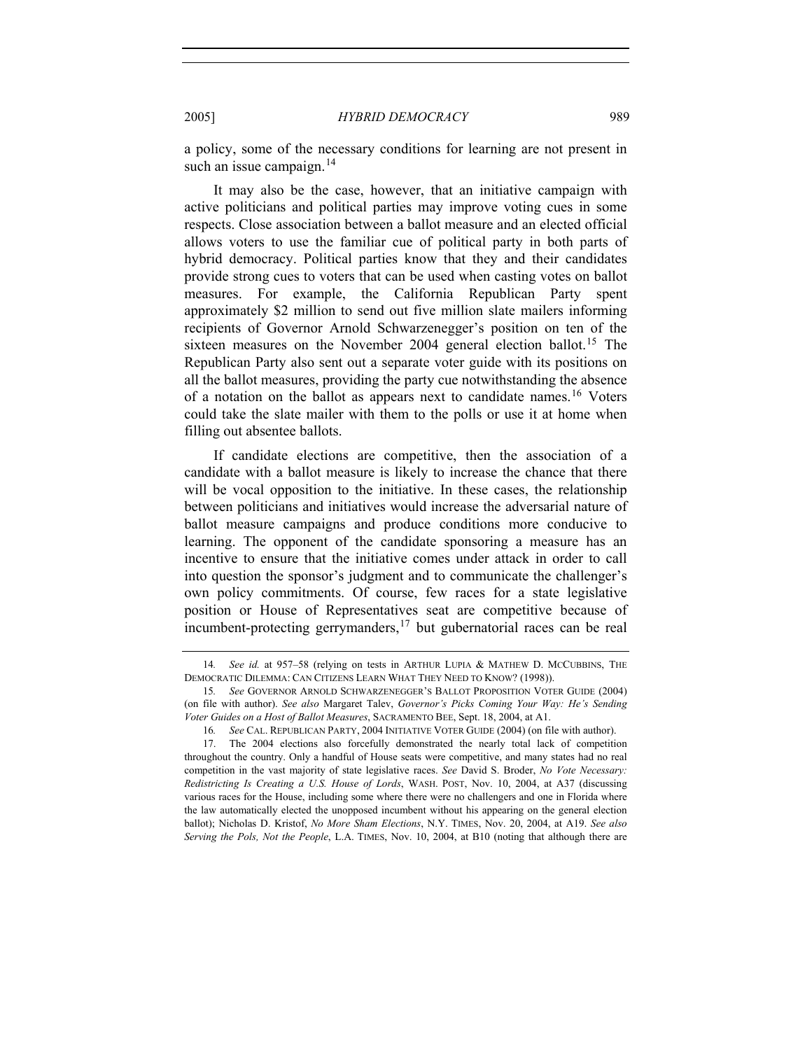a policy, some of the necessary conditions for learning are not present in such an issue campaign.[14]

It may also be the case, however, that an initiative campaign with active politicians and political parties may improve voting cues in some respects. Close association between a ballot measure and an elected official allows voters to use the familiar cue of political party in both parts of hybrid democracy. Political parties know that they and their candidates provide strong cues to voters that can be used when casting votes on ballot measures. For example, the California Republican Party spent approximately $2 million to send out five million slate mailers informing recipients of Governor Arnold Schwarzenegger's position on ten of the sixteen measures on the November 2004 general election ballot.[15] The Republican Party also sent out a separate voter guide with its positions on all the ballot measures, providing the party cue notwithstanding the absence of a notation on the ballot as appears next to candidate names.[16] Voters could take the slate mailer with them to the polls or use it at home when filling out absentee ballots.

If candidate elections are competitive, then the association of a candidate with a ballot measure is likely to increase the chance that there will be vocal opposition to the initiative. In these cases, the relationship between politicians and initiatives would increase the adversarial nature of ballot measure campaigns and produce conditions more conducive to learning. The opponent of the candidate sponsoring a measure has an incentive to ensure that the initiative comes under attack in order to call into question the sponsor's judgment and to communicate the challenger's own policy commitments. Of course, few races for a state legislative position or House of Representatives seat are competitive because of incumbent-protecting gerrymanders,[17] but gubernatorial races can be real

---

14. *See id.* at 957–58 (relying on tests in ARTHUR LUPIA & MATHEW D. MCCUBBINS, THE DEMOCRATIC DILEMMA: CAN CITIZENS LEARN WHAT THEY NEED TO KNOW? (1998)).

15. *See* GOVERNOR ARNOLD SCHWARZENEGGER'S BALLOT PROPOSITION VOTER GUIDE (2004) (on file with author). *See also* Margaret Talev, *Governor's Picks Coming Your Way: He's Sending Voter Guides on a Host of Ballot Measures*, SACRAMENTO BEE, Sept. 18, 2004, at A1.

16. *See* CAL. REPUBLICAN PARTY, 2004 INITIATIVE VOTER GUIDE (2004) (on file with author).

17. The 2004 elections also forcefully demonstrated the nearly total lack of competition throughout the country. Only a handful of House seats were competitive, and many states had no real competition in the vast majority of state legislative races. *See* David S. Broder, *No Vote Necessary: Redistricting Is Creating a U.S. House of Lords*, WASH. POST, Nov. 10, 2004, at A37 (discussing various races for the House, including some where there were no challengers and one in Florida where the law automatically elected the unopposed incumbent without his appearing on the general election ballot); Nicholas D. Kristof, *No More Sham Elections*, N.Y. TIMES, Nov. 20, 2004, at A19. *See also Serving the Pols, Not the People*, L.A. TIMES, Nov. 10, 2004, at B10 (noting that although there are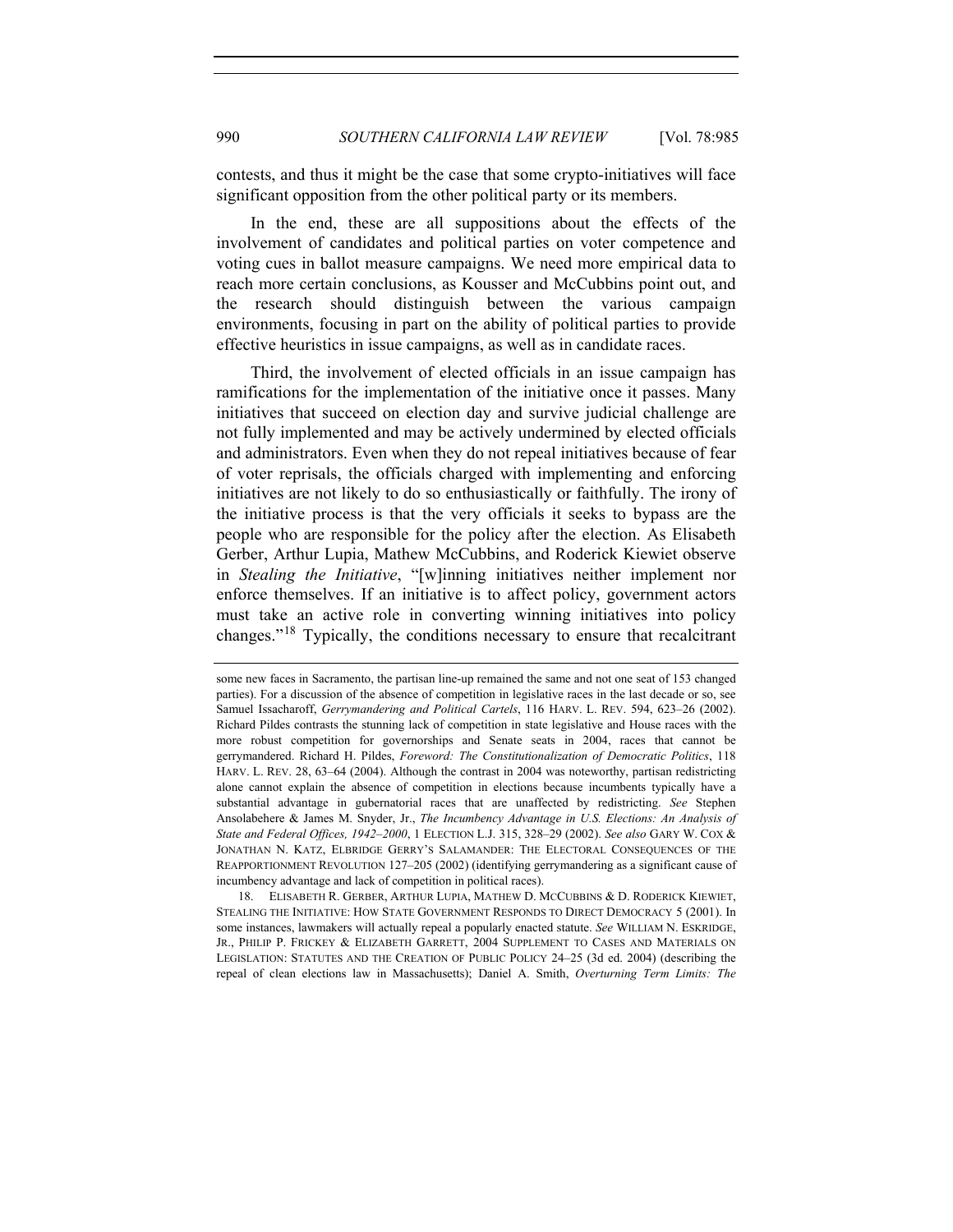contests, and thus it might be the case that some crypto-initiatives will face significant opposition from the other political party or its members.

In the end, these are all suppositions about the effects of the involvement of candidates and political parties on voter competence and voting cues in ballot measure campaigns. We need more empirical data to reach more certain conclusions, as Kousser and McCubbins point out, and the research should distinguish between the various campaign environments, focusing in part on the ability of political parties to provide effective heuristics in issue campaigns, as well as in candidate races.

Third, the involvement of elected officials in an issue campaign has ramifications for the implementation of the initiative once it passes. Many initiatives that succeed on election day and survive judicial challenge are not fully implemented and may be actively undermined by elected officials and administrators. Even when they do not repeal initiatives because of fear of voter reprisals, the officials charged with implementing and enforcing initiatives are not likely to do so enthusiastically or faithfully. The irony of the initiative process is that the very officials it seeks to bypass are the people who are responsible for the policy after the election. As Elisabeth Gerber, Arthur Lupia, Mathew McCubbins, and Roderick Kiewiet observe in *Stealing the Initiative*, "[w]inning initiatives neither implement nor enforce themselves. If an initiative is to affect policy, government actors must take an active role in converting winning initiatives into policy changes."[18] Typically, the conditions necessary to ensure that recalcitrant

---

some new faces in Sacramento, the partisan line-up remained the same and not one seat of 153 changed parties). For a discussion of the absence of competition in legislative races in the last decade or so, see Samuel Issacharoff, *Gerrymandering and Political Cartels*, 116 HARV. L. REV. 594, 623–26 (2002). Richard Pildes contrasts the stunning lack of competition in state legislative and House races with the more robust competition for governorships and Senate seats in 2004, races that cannot be gerrymandered. Richard H. Pildes, *Foreword: The Constitutionalization of Democratic Politics*, 118 HARV. L. REV. 28, 63–64 (2004). Although the contrast in 2004 was noteworthy, partisan redistricting alone cannot explain the absence of competition in elections because incumbents typically have a substantial advantage in gubernatorial races that are unaffected by redistricting. *See* Stephen Ansolabehere & James M. Snyder, Jr., *The Incumbency Advantage in U.S. Elections: An Analysis of State and Federal Offices, 1942–2000*, 1 ELECTION L.J. 315, 328–29 (2002). *See also* GARY W. COX & JONATHAN N. KATZ, ELBRIDGE GERRY'S SALAMANDER: THE ELECTORAL CONSEQUENCES OF THE REAPPORTIONMENT REVOLUTION 127–205 (2002) (identifying gerrymandering as a significant cause of incumbency advantage and lack of competition in political races).

18. ELISABETH R. GERBER, ARTHUR LUPIA, MATHEW D. MCCUBBINS & D. RODERICK KIEWIET, STEALING THE INITIATIVE: HOW STATE GOVERNMENT RESPONDS TO DIRECT DEMOCRACY 5 (2001). In some instances, lawmakers will actually repeal a popularly enacted statute. *See* WILLIAM N. ESKRIDGE, JR., PHILIP P. FRICKEY & ELIZABETH GARRETT, 2004 SUPPLEMENT TO CASES AND MATERIALS ON LEGISLATION: STATUTES AND THE CREATION OF PUBLIC POLICY 24–25 (3d ed. 2004) (describing the repeal of clean elections law in Massachusetts); Daniel A. Smith, *Overturning Term Limits: The*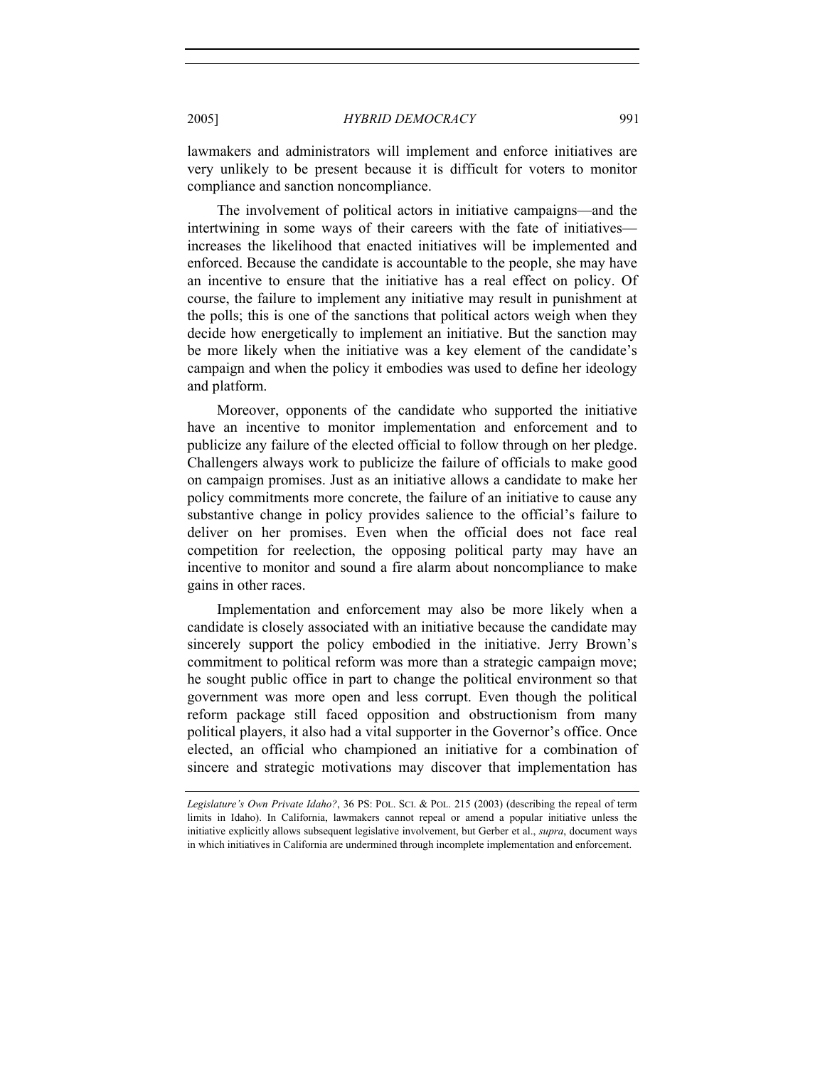lawmakers and administrators will implement and enforce initiatives are very unlikely to be present because it is difficult for voters to monitor compliance and sanction noncompliance.

The involvement of political actors in initiative campaigns—and the intertwining in some ways of their careers with the fate of initiatives—increases the likelihood that enacted initiatives will be implemented and enforced. Because the candidate is accountable to the people, she may have an incentive to ensure that the initiative has a real effect on policy. Of course, the failure to implement any initiative may result in punishment at the polls; this is one of the sanctions that political actors weigh when they decide how energetically to implement an initiative. But the sanction may be more likely when the initiative was a key element of the candidate's campaign and when the policy it embodies was used to define her ideology and platform.

Moreover, opponents of the candidate who supported the initiative have an incentive to monitor implementation and enforcement and to publicize any failure of the elected official to follow through on her pledge. Challengers always work to publicize the failure of officials to make good on campaign promises. Just as an initiative allows a candidate to make her policy commitments more concrete, the failure of an initiative to cause any substantive change in policy provides salience to the official's failure to deliver on her promises. Even when the official does not face real competition for reelection, the opposing political party may have an incentive to monitor and sound a fire alarm about noncompliance to make gains in other races.

Implementation and enforcement may also be more likely when a candidate is closely associated with an initiative because the candidate may sincerely support the policy embodied in the initiative. Jerry Brown's commitment to political reform was more than a strategic campaign move; he sought public office in part to change the political environment so that government was more open and less corrupt. Even though the political reform package still faced opposition and obstructionism from many political players, it also had a vital supporter in the Governor's office. Once elected, an official who championed an initiative for a combination of sincere and strategic motivations may discover that implementation has

---

*Legislature's Own Private Idaho?*, 36 PS: POL. SCI. & POL. 215 (2003) (describing the repeal of term limits in Idaho). In California, lawmakers cannot repeal or amend a popular initiative unless the initiative explicitly allows subsequent legislative involvement, but Gerber et al., *supra*, document ways in which initiatives in California are undermined through incomplete implementation and enforcement.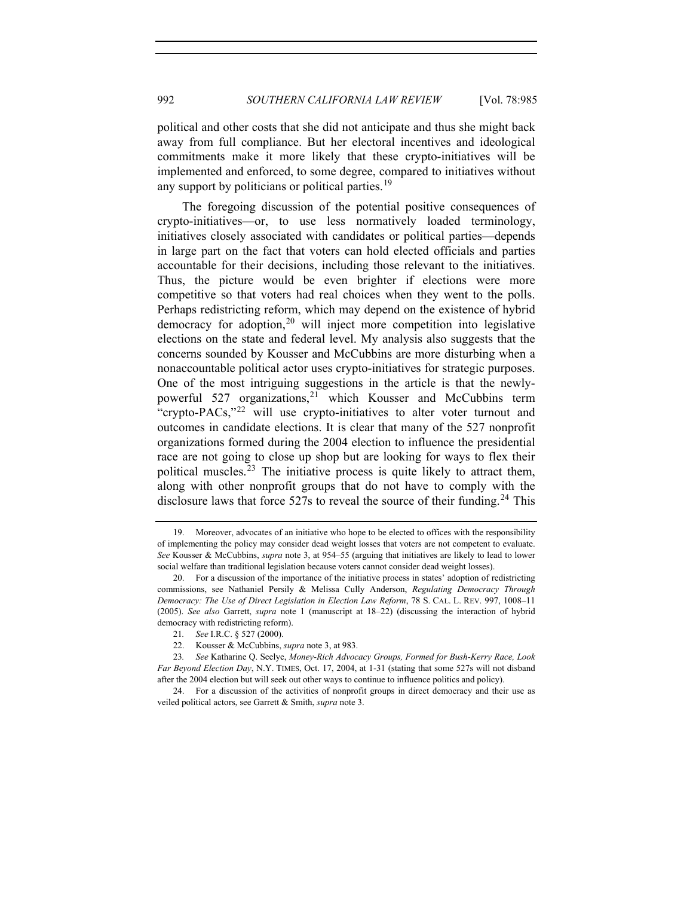political and other costs that she did not anticipate and thus she might back away from full compliance. But her electoral incentives and ideological commitments make it more likely that these crypto-initiatives will be implemented and enforced, to some degree, compared to initiatives without any support by politicians or political parties.[19]

The foregoing discussion of the potential positive consequences of crypto-initiatives—or, to use less normatively loaded terminology, initiatives closely associated with candidates or political parties—depends in large part on the fact that voters can hold elected officials and parties accountable for their decisions, including those relevant to the initiatives. Thus, the picture would be even brighter if elections were more competitive so that voters had real choices when they went to the polls. Perhaps redistricting reform, which may depend on the existence of hybrid democracy for adoption,[20] will inject more competition into legislative elections on the state and federal level. My analysis also suggests that the concerns sounded by Kousser and McCubbins are more disturbing when a nonaccountable political actor uses crypto-initiatives for strategic purposes. One of the most intriguing suggestions in the article is that the newly-powerful 527 organizations,[21] which Kousser and McCubbins term "crypto-PACs,"[22] will use crypto-initiatives to alter voter turnout and outcomes in candidate elections. It is clear that many of the 527 nonprofit organizations formed during the 2004 election to influence the presidential race are not going to close up shop but are looking for ways to flex their political muscles.[23] The initiative process is quite likely to attract them, along with other nonprofit groups that do not have to comply with the disclosure laws that force 527s to reveal the source of their funding.[24] This

---

19. Moreover, advocates of an initiative who hope to be elected to offices with the responsibility of implementing the policy may consider dead weight losses that voters are not competent to evaluate. *See* Kousser & McCubbins, *supra* note 3, at 954–55 (arguing that initiatives are likely to lead to lower social welfare than traditional legislation because voters cannot consider dead weight losses).

20. For a discussion of the importance of the initiative process in states' adoption of redistricting commissions, see Nathaniel Persily & Melissa Cully Anderson, *Regulating Democracy Through Democracy: The Use of Direct Legislation in Election Law Reform*, 78 S. CAL. L. REV. 997, 1008–11 (2005). *See also* Garrett, *supra* note 1 (manuscript at 18–22) (discussing the interaction of hybrid democracy with redistricting reform).

21. *See* I.R.C. § 527 (2000).

22. Kousser & McCubbins, *supra* note 3, at 983.

23. *See* Katharine Q. Seelye, *Money-Rich Advocacy Groups, Formed for Bush-Kerry Race, Look Far Beyond Election Day*, N.Y. TIMES, Oct. 17, 2004, at 1-31 (stating that some 527s will not disband after the 2004 election but will seek out other ways to continue to influence politics and policy).

24. For a discussion of the activities of nonprofit groups in direct democracy and their use as veiled political actors, see Garrett & Smith, *supra* note 3.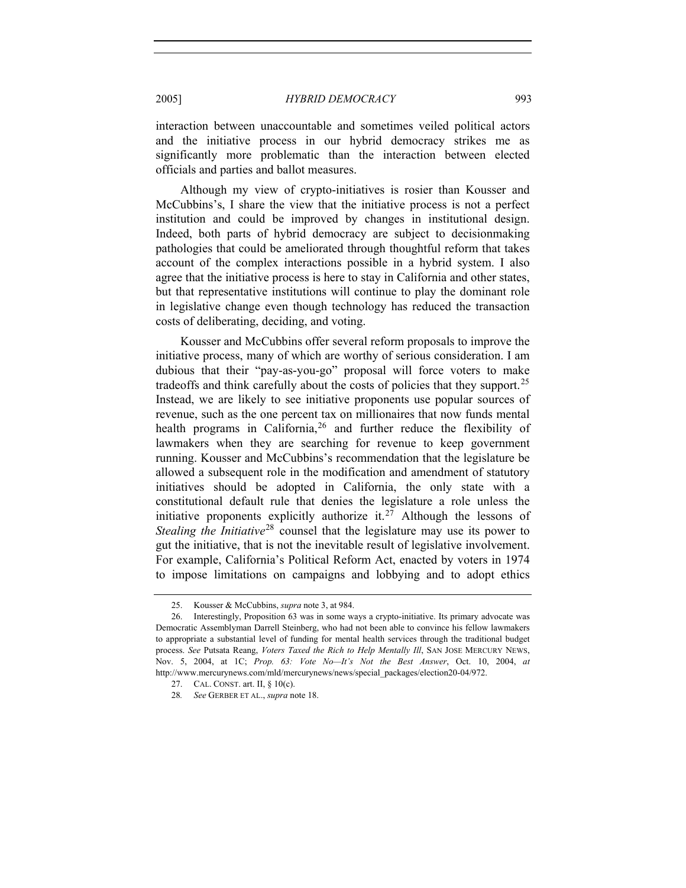interaction between unaccountable and sometimes veiled political actors and the initiative process in our hybrid democracy strikes me as significantly more problematic than the interaction between elected officials and parties and ballot measures.

Although my view of crypto-initiatives is rosier than Kousser and McCubbins's, I share the view that the initiative process is not a perfect institution and could be improved by changes in institutional design. Indeed, both parts of hybrid democracy are subject to decisionmaking pathologies that could be ameliorated through thoughtful reform that takes account of the complex interactions possible in a hybrid system. I also agree that the initiative process is here to stay in California and other states, but that representative institutions will continue to play the dominant role in legislative change even though technology has reduced the transaction costs of deliberating, deciding, and voting.

Kousser and McCubbins offer several reform proposals to improve the initiative process, many of which are worthy of serious consideration. I am dubious that their "pay-as-you-go" proposal will force voters to make tradeoffs and think carefully about the costs of policies that they support.[25] Instead, we are likely to see initiative proponents use popular sources of revenue, such as the one percent tax on millionaires that now funds mental health programs in California,[26] and further reduce the flexibility of lawmakers when they are searching for revenue to keep government running. Kousser and McCubbins's recommendation that the legislature be allowed a subsequent role in the modification and amendment of statutory initiatives should be adopted in California, the only state with a constitutional default rule that denies the legislature a role unless the initiative proponents explicitly authorize it.[27] Although the lessons of *Stealing the Initiative*[28] counsel that the legislature may use its power to gut the initiative, that is not the inevitable result of legislative involvement. For example, California's Political Reform Act, enacted by voters in 1974 to impose limitations on campaigns and lobbying and to adopt ethics

---

25. Kousser & McCubbins, *supra* note 3, at 984.

26. Interestingly, Proposition 63 was in some ways a crypto-initiative. Its primary advocate was Democratic Assemblyman Darrell Steinberg, who had not been able to convince his fellow lawmakers to appropriate a substantial level of funding for mental health services through the traditional budget process. *See* Putsata Reang, *Voters Taxed the Rich to Help Mentally Ill*, SAN JOSE MERCURY NEWS, Nov. 5, 2004, at 1C; *Prop. 63: Vote No—It's Not the Best Answer*, Oct. 10, 2004, *at* http://www.mercurynews.com/mld/mercurynews/news/special_packages/election20-04/972.

27. CAL. CONST. art. II, § 10(c).

28. *See* GERBER ET AL., *supra* note 18.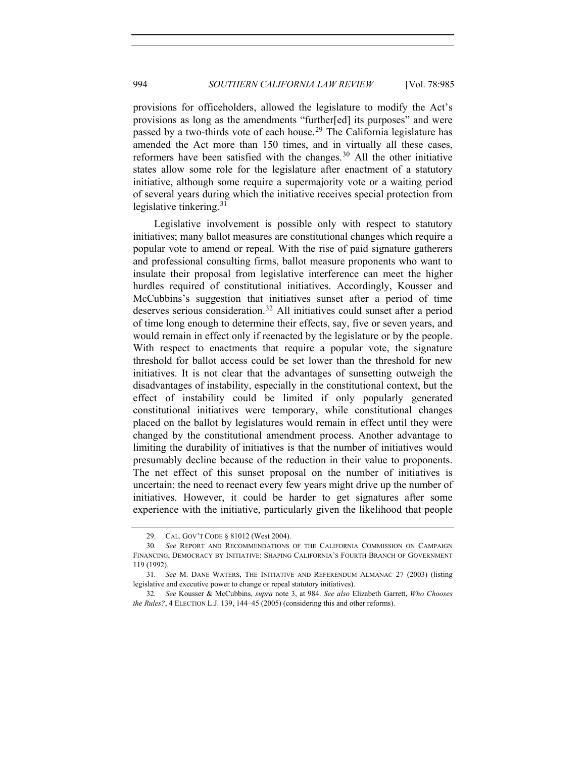provisions for officeholders, allowed the legislature to modify the Act's provisions as long as the amendments "further[ed] its purposes" and were passed by a two-thirds vote of each house.[29] The California legislature has amended the Act more than 150 times, and in virtually all these cases, reformers have been satisfied with the changes.[30] All the other initiative states allow some role for the legislature after enactment of a statutory initiative, although some require a supermajority vote or a waiting period of several years during which the initiative receives special protection from legislative tinkering.[31]

Legislative involvement is possible only with respect to statutory initiatives; many ballot measures are constitutional changes which require a popular vote to amend or repeal. With the rise of paid signature gatherers and professional consulting firms, ballot measure proponents who want to insulate their proposal from legislative interference can meet the higher hurdles required of constitutional initiatives. Accordingly, Kousser and McCubbins's suggestion that initiatives sunset after a period of time deserves serious consideration.[32] All initiatives could sunset after a period of time long enough to determine their effects, say, five or seven years, and would remain in effect only if reenacted by the legislature or by the people. With respect to enactments that require a popular vote, the signature threshold for ballot access could be set lower than the threshold for new initiatives. It is not clear that the advantages of sunsetting outweigh the disadvantages of instability, especially in the constitutional context, but the effect of instability could be limited if only popularly generated constitutional initiatives were temporary, while constitutional changes placed on the ballot by legislatures would remain in effect until they were changed by the constitutional amendment process. Another advantage to limiting the durability of initiatives is that the number of initiatives would presumably decline because of the reduction in their value to proponents. The net effect of this sunset proposal on the number of initiatives is uncertain: the need to reenact every few years might drive up the number of initiatives. However, it could be harder to get signatures after some experience with the initiative, particularly given the likelihood that people

---

29. CAL. GOV'T CODE § 81012 (West 2004).

30. *See* REPORT AND RECOMMENDATIONS OF THE CALIFORNIA COMMISSION ON CAMPAIGN FINANCING, DEMOCRACY BY INITIATIVE: SHAPING CALIFORNIA'S FOURTH BRANCH OF GOVERNMENT 119 (1992).

31. *See* M. DANE WATERS, THE INITIATIVE AND REFERENDUM ALMANAC 27 (2003) (listing legislative and executive power to change or repeal statutory initiatives).

32. *See* Kousser & McCubbins, *supra* note 3, at 984. *See also* Elizabeth Garrett, *Who Chooses the Rules?*, 4 ELECTION L.J. 139, 144–45 (2005) (considering this and other reforms).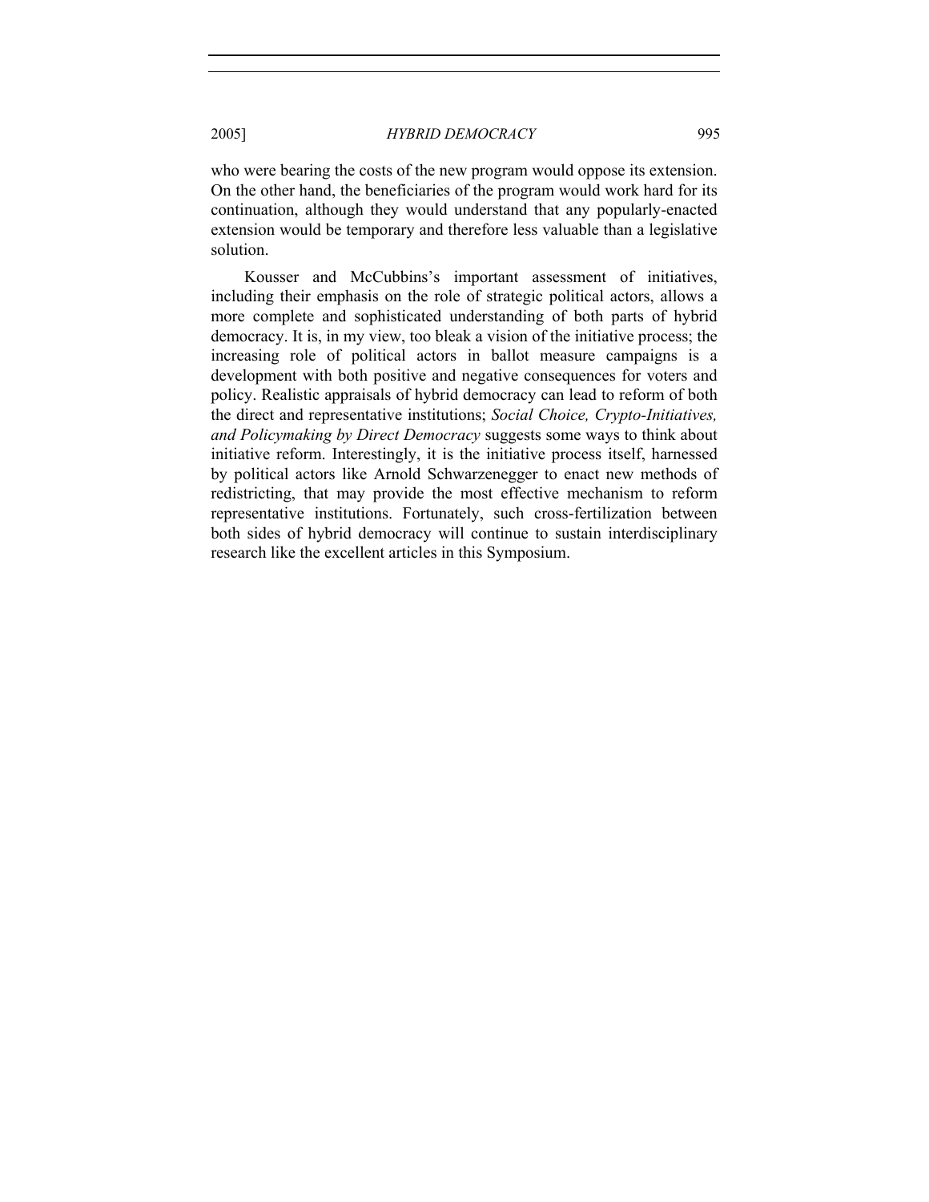who were bearing the costs of the new program would oppose its extension. On the other hand, the beneficiaries of the program would work hard for its continuation, although they would understand that any popularly-enacted extension would be temporary and therefore less valuable than a legislative solution.

Kousser and McCubbins's important assessment of initiatives, including their emphasis on the role of strategic political actors, allows a more complete and sophisticated understanding of both parts of hybrid democracy. It is, in my view, too bleak a vision of the initiative process; the increasing role of political actors in ballot measure campaigns is a development with both positive and negative consequences for voters and policy. Realistic appraisals of hybrid democracy can lead to reform of both the direct and representative institutions; *Social Choice, Crypto-Initiatives, and Policymaking by Direct Democracy* suggests some ways to think about initiative reform. Interestingly, it is the initiative process itself, harnessed by political actors like Arnold Schwarzenegger to enact new methods of redistricting, that may provide the most effective mechanism to reform representative institutions. Fortunately, such cross-fertilization between both sides of hybrid democracy will continue to sustain interdisciplinary research like the excellent articles in this Symposium.